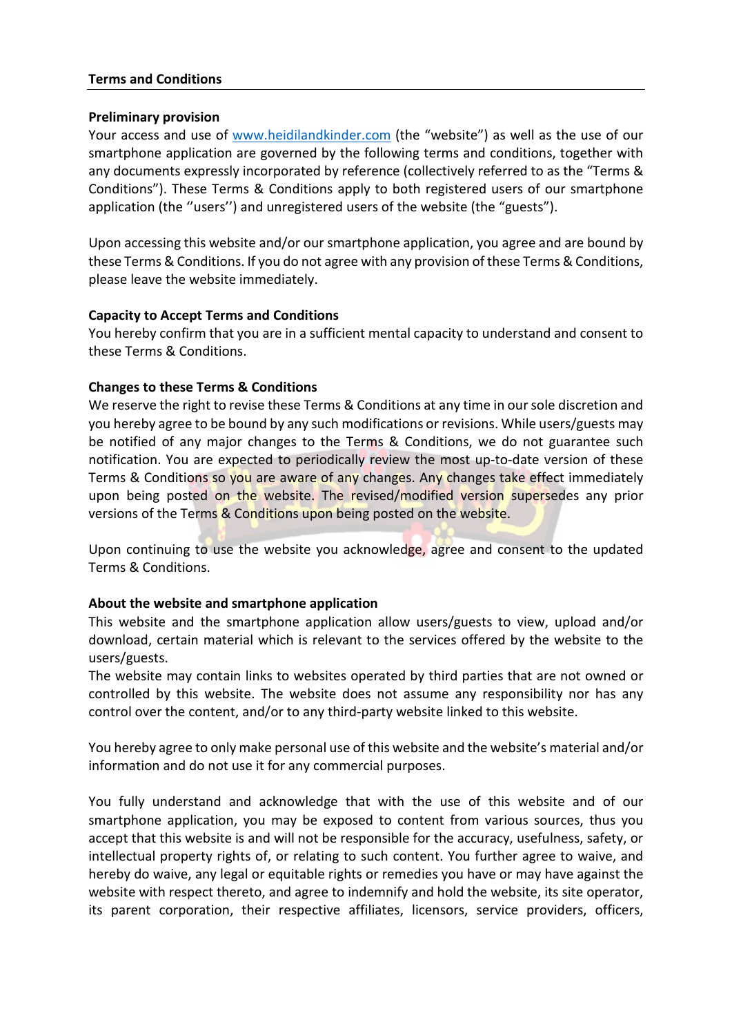## Terms and Conditions

**Preliminary provision**

Your access and use of [www.heidilandkinder.com](www.heidilandkinder.com) (the "website") as well as the use of our smartphone application are governed by the following terms and conditions, together with any documents expressly incorporated by reference (collectively referred to as the "Terms & Conditions"). These Terms & Conditions apply to both registered users of our smartphone application (the ''users'') and unregistered users of the website (the "guests").

Upon accessing this website and/or our smartphone application, you agree and are bound by these Terms & Conditions. If you do not agree with any provision of these Terms & Conditions, please leave the website immediately.

**Capacity to Accept Terms and Conditions**

You hereby confirm that you are in a sufficient mental capacity to understand and consent to these Terms & Conditions.

**Changes to these Terms & Conditions**

We reserve the right to revise these Terms & Conditions at any time in our sole discretion and you hereby agree to be bound by any such modifications or revisions. While users/guests may be notified of any major changes to the Terms & Conditions, we do not guarantee such notification. You are expected to periodically review the most up-to-date version of these Terms & Conditions so you are aware of any changes. Any changes take effect immediately upon being posted on the website. The revised/modified version supersedes any prior versions of the Terms & Conditions upon being posted on the website.

Upon continuing to use the website you acknowledge, agree and consent to the updated Terms & Conditions.

**About the website and smartphone application**

This website and the smartphone application allow users/guests to view, upload and/or download, certain material which is relevant to the services offered by the website to the users/guests.

The website may contain links to websites operated by third parties that are not owned or controlled by this website. The website does not assume any responsibility nor has any control over the content, and/or to any third-party website linked to this website.

You hereby agree to only make personal use of this website and the website's material and/or information and do not use it for any commercial purposes.

You fully understand and acknowledge that with the use of this website and of our smartphone application, you may be exposed to content from various sources, thus you accept that this website is and will not be responsible for the accuracy, usefulness, safety, or intellectual property rights of, or relating to such content. You further agree to waive, and hereby do waive, any legal or equitable rights or remedies you have or may have against the website with respect thereto, and agree to indemnify and hold the website, its site operator, its parent corporation, their respective affiliates, licensors, service providers, officers,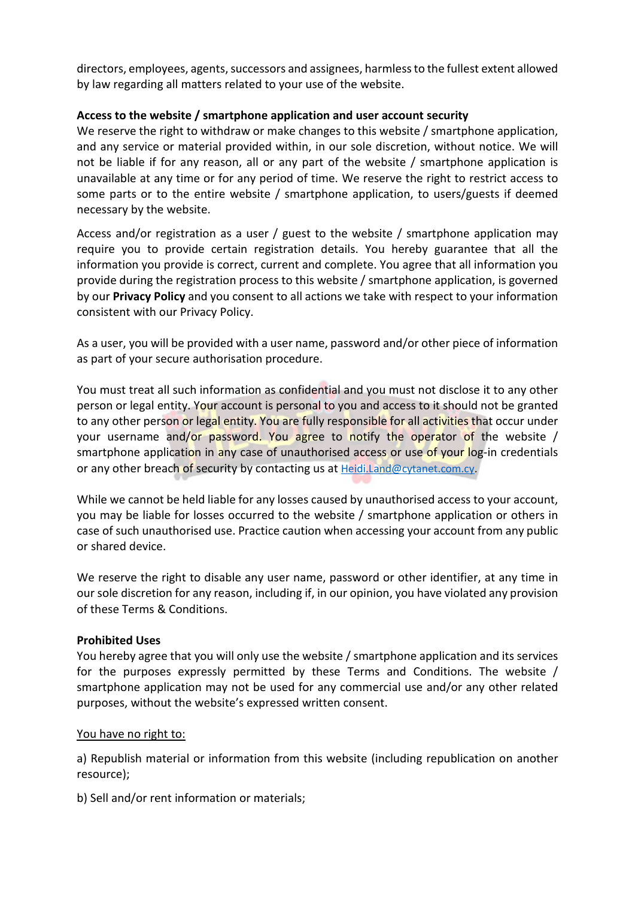directors, employees, agents, successors and assignees, harmless to the fullest extent allowed by law regarding all matters related to your use of the website.

**Access to the website / smartphone application and user account security**

We reserve the right to withdraw or make changes to this website / smartphone application, and any service or material provided within, in our sole discretion, without notice. We will not be liable if for any reason, all or any part of the website / smartphone application is unavailable at any time or for any period of time. We reserve the right to restrict access to some parts or to the entire website / smartphone application, to users/guests if deemed necessary by the website.

Access and/or registration as a user / guest to the website / smartphone application may require you to provide certain registration details. You hereby guarantee that all the information you provide is correct, current and complete. You agree that all information you provide during the registration process to this website / smartphone application, is governed by our **Privacy Policy** and you consent to all actions we take with respect to your information consistent with our Privacy Policy.

As a user, you will be provided with a user name, password and/or other piece of information as part of your secure authorisation procedure.

You must treat all such information as confidential and you must not disclose it to any other person or legal entity. Your account is personal to you and access to it should not be granted to any other person or legal entity. You are fully responsible for all activities that occur under your username and/or password. You agree to notify the operator of the website / smartphone application in any case of unauthorised access or use of your log-in credentials or any other breach of security by contacting us at Heidi.Land@cytanet.com.cy.

While we cannot be held liable for any losses caused by unauthorised access to your account, you may be liable for losses occurred to the website / smartphone application or others in case of such unauthorised use. Practice caution when accessing your account from any public or shared device.

We reserve the right to disable any user name, password or other identifier, at any time in our sole discretion for any reason, including if, in our opinion, you have violated any provision of these Terms & Conditions.

**Prohibited Uses**

You hereby agree that you will only use the website / smartphone application and its services for the purposes expressly permitted by these Terms and Conditions. The website / smartphone application may not be used for any commercial use and/or any other related purposes, without the website's expressed written consent.

<u>You have no right to:</u>

a) Republish material or information from this website (including republication on another resource);

b) Sell and/or rent information or materials;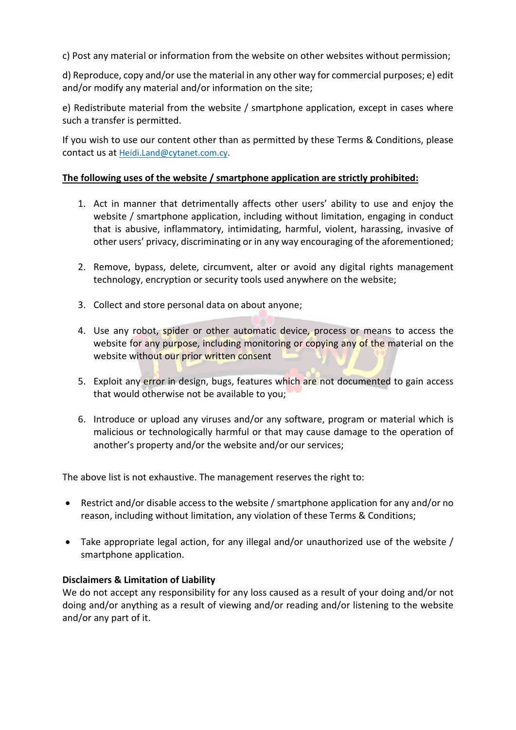c) Post any material or information from the website on other websites without permission;

d) Reproduce, copy and/or use the material in any other way for commercial purposes; e) edit and/or modify any material and/or information on the site;

e) Redistribute material from the website / smartphone application, except in cases where such a transfer is permitted.

If you wish to use our content other than as permitted by these Terms & Conditions, please contact us at Heidi.Land@cytanet.com.cy.

**<u>The following uses of the website / smartphone application are strictly prohibited:</u>**

1. Act in manner that detrimentally affects other users' ability to use and enjoy the website / smartphone application, including without limitation, engaging in conduct that is abusive, inflammatory, intimidating, harmful, violent, harassing, invasive of other users' privacy, discriminating or in any way encouraging of the aforementioned;

2. Remove, bypass, delete, circumvent, alter or avoid any digital rights management technology, encryption or security tools used anywhere on the website;

3. Collect and store personal data on about anyone;

4. Use any robot, spider or other automatic device, process or means to access the website for any purpose, including monitoring or copying any of the material on the website without our prior written consent

5. Exploit any error in design, bugs, features which are not documented to gain access that would otherwise not be available to you;

6. Introduce or upload any viruses and/or any software, program or material which is malicious or technologically harmful or that may cause damage to the operation of another's property and/or the website and/or our services;

The above list is not exhaustive. The management reserves the right to:

- Restrict and/or disable access to the website / smartphone application for any and/or no reason, including without limitation, any violation of these Terms & Conditions;

- Take appropriate legal action, for any illegal and/or unauthorized use of the website / smartphone application.

**Disclaimers & Limitation of Liability**

We do not accept any responsibility for any loss caused as a result of your doing and/or not doing and/or anything as a result of viewing and/or reading and/or listening to the website and/or any part of it.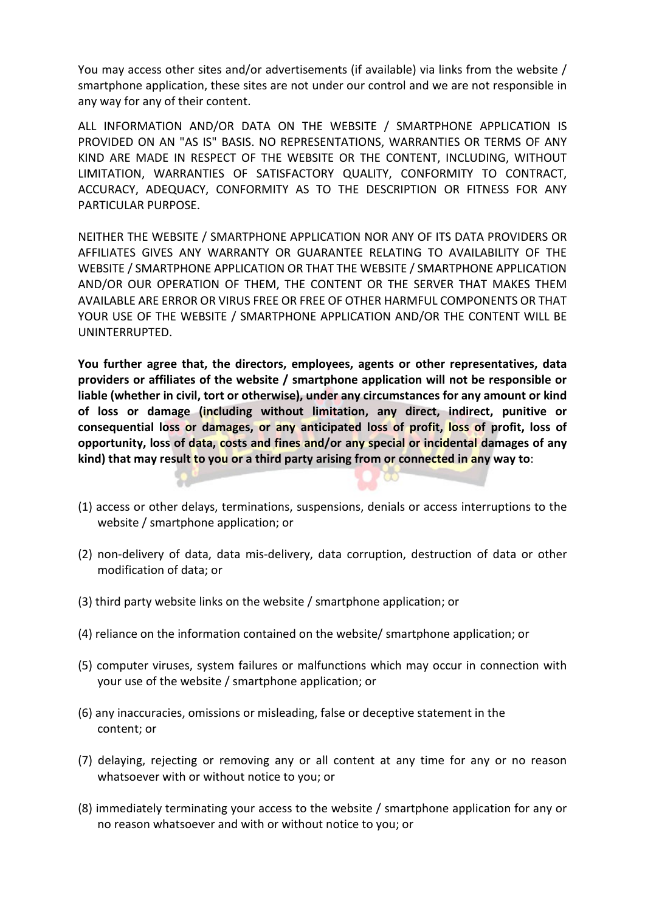You may access other sites and/or advertisements (if available) via links from the website / smartphone application, these sites are not under our control and we are not responsible in any way for any of their content.

ALL INFORMATION AND/OR DATA ON THE WEBSITE / SMARTPHONE APPLICATION IS PROVIDED ON AN "AS IS" BASIS. NO REPRESENTATIONS, WARRANTIES OR TERMS OF ANY KIND ARE MADE IN RESPECT OF THE WEBSITE OR THE CONTENT, INCLUDING, WITHOUT LIMITATION, WARRANTIES OF SATISFACTORY QUALITY, CONFORMITY TO CONTRACT, ACCURACY, ADEQUACY, CONFORMITY AS TO THE DESCRIPTION OR FITNESS FOR ANY PARTICULAR PURPOSE.

NEITHER THE WEBSITE / SMARTPHONE APPLICATION NOR ANY OF ITS DATA PROVIDERS OR AFFILIATES GIVES ANY WARRANTY OR GUARANTEE RELATING TO AVAILABILITY OF THE WEBSITE / SMARTPHONE APPLICATION OR THAT THE WEBSITE / SMARTPHONE APPLICATION AND/OR OUR OPERATION OF THEM, THE CONTENT OR THE SERVER THAT MAKES THEM AVAILABLE ARE ERROR OR VIRUS FREE OR FREE OF OTHER HARMFUL COMPONENTS OR THAT YOUR USE OF THE WEBSITE / SMARTPHONE APPLICATION AND/OR THE CONTENT WILL BE UNINTERRUPTED.

**You further agree that, the directors, employees, agents or other representatives, data providers or affiliates of the website / smartphone application will not be responsible or liable (whether in civil, tort or otherwise), under any circumstances for any amount or kind of loss or damage (including without limitation, any direct, indirect, punitive or consequential loss or damages, or any anticipated loss of profit, loss of profit, loss of opportunity, loss of data, costs and fines and/or any special or incidental damages of any kind) that may result to you or a third party arising from or connected in any way to**:

(1) access or other delays, terminations, suspensions, denials or access interruptions to the website / smartphone application; or

(2) non-delivery of data, data mis-delivery, data corruption, destruction of data or other modification of data; or

(3) third party website links on the website / smartphone application; or

(4) reliance on the information contained on the website/ smartphone application; or

(5) computer viruses, system failures or malfunctions which may occur in connection with your use of the website / smartphone application; or

(6) any inaccuracies, omissions or misleading, false or deceptive statement in the content; or

(7) delaying, rejecting or removing any or all content at any time for any or no reason whatsoever with or without notice to you; or

(8) immediately terminating your access to the website / smartphone application for any or no reason whatsoever and with or without notice to you; or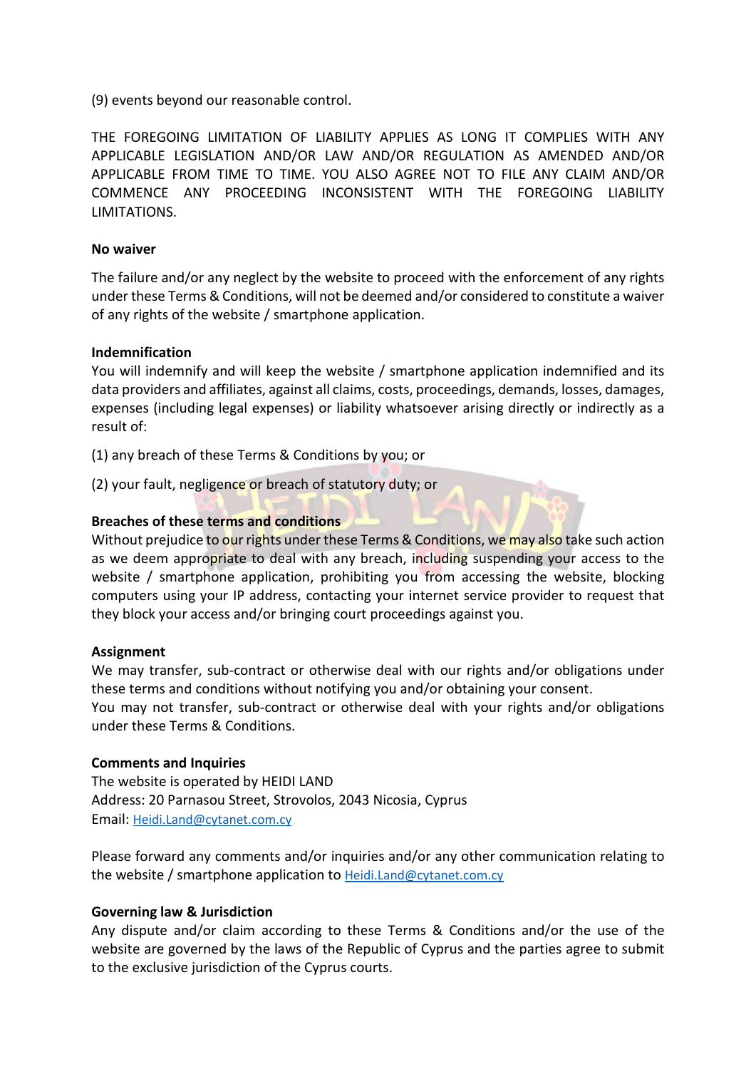(9) events beyond our reasonable control.

THE FOREGOING LIMITATION OF LIABILITY APPLIES AS LONG IT COMPLIES WITH ANY APPLICABLE LEGISLATION AND/OR LAW AND/OR REGULATION AS AMENDED AND/OR APPLICABLE FROM TIME TO TIME. YOU ALSO AGREE NOT TO FILE ANY CLAIM AND/OR COMMENCE ANY PROCEEDING INCONSISTENT WITH THE FOREGOING LIABILITY LIMITATIONS.

**No waiver**

The failure and/or any neglect by the website to proceed with the enforcement of any rights under these Terms & Conditions, will not be deemed and/or considered to constitute a waiver of any rights of the website / smartphone application.

**Indemnification**

You will indemnify and will keep the website / smartphone application indemnified and its data providers and affiliates, against all claims, costs, proceedings, demands, losses, damages, expenses (including legal expenses) or liability whatsoever arising directly or indirectly as a result of:

(1) any breach of these Terms & Conditions by you; or

(2) your fault, negligence or breach of statutory duty; or

**Breaches of these terms and conditions**

Without prejudice to our rights under these Terms & Conditions, we may also take such action as we deem appropriate to deal with any breach, including suspending your access to the website / smartphone application, prohibiting you from accessing the website, blocking computers using your IP address, contacting your internet service provider to request that they block your access and/or bringing court proceedings against you.

**Assignment**

We may transfer, sub-contract or otherwise deal with our rights and/or obligations under these terms and conditions without notifying you and/or obtaining your consent.
You may not transfer, sub-contract or otherwise deal with your rights and/or obligations under these Terms & Conditions.

**Comments and Inquiries**

The website is operated by HEIDI LAND
Address: 20 Parnasou Street, Strovolos, 2043 Nicosia, Cyprus
Email: Heidi.Land@cytanet.com.cy

Please forward any comments and/or inquiries and/or any other communication relating to the website / smartphone application to Heidi.Land@cytanet.com.cy

**Governing law & Jurisdiction**

Any dispute and/or claim according to these Terms & Conditions and/or the use of the website are governed by the laws of the Republic of Cyprus and the parties agree to submit to the exclusive jurisdiction of the Cyprus courts.